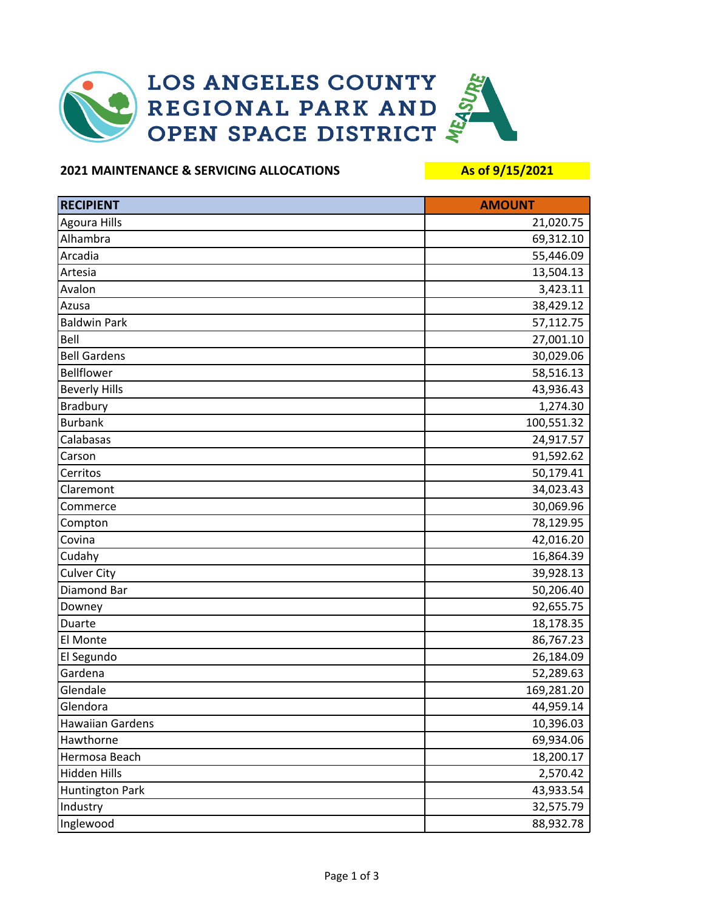# LOS ANGELES COUNTY REGIONAL PARK AND OPEN SPACE DISTRICT

## 2021 MAINTENANCE & SERVICING ALLOCATIONS

**As of 9/15/2021**

| RECIPIENT | AMOUNT |
|---|---:|
| Agoura Hills | 21,020.75 |
| Alhambra | 69,312.10 |
| Arcadia | 55,446.09 |
| Artesia | 13,504.13 |
| Avalon | 3,423.11 |
| Azusa | 38,429.12 |
| Baldwin Park | 57,112.75 |
| Bell | 27,001.10 |
| Bell Gardens | 30,029.06 |
| Bellflower | 58,516.13 |
| Beverly Hills | 43,936.43 |
| Bradbury | 1,274.30 |
| Burbank | 100,551.32 |
| Calabasas | 24,917.57 |
| Carson | 91,592.62 |
| Cerritos | 50,179.41 |
| Claremont | 34,023.43 |
| Commerce | 30,069.96 |
| Compton | 78,129.95 |
| Covina | 42,016.20 |
| Cudahy | 16,864.39 |
| Culver City | 39,928.13 |
| Diamond Bar | 50,206.40 |
| Downey | 92,655.75 |
| Duarte | 18,178.35 |
| El Monte | 86,767.23 |
| El Segundo | 26,184.09 |
| Gardena | 52,289.63 |
| Glendale | 169,281.20 |
| Glendora | 44,959.14 |
| Hawaiian Gardens | 10,396.03 |
| Hawthorne | 69,934.06 |
| Hermosa Beach | 18,200.17 |
| Hidden Hills | 2,570.42 |
| Huntington Park | 43,933.54 |
| Industry | 32,575.79 |
| Inglewood | 88,932.78 |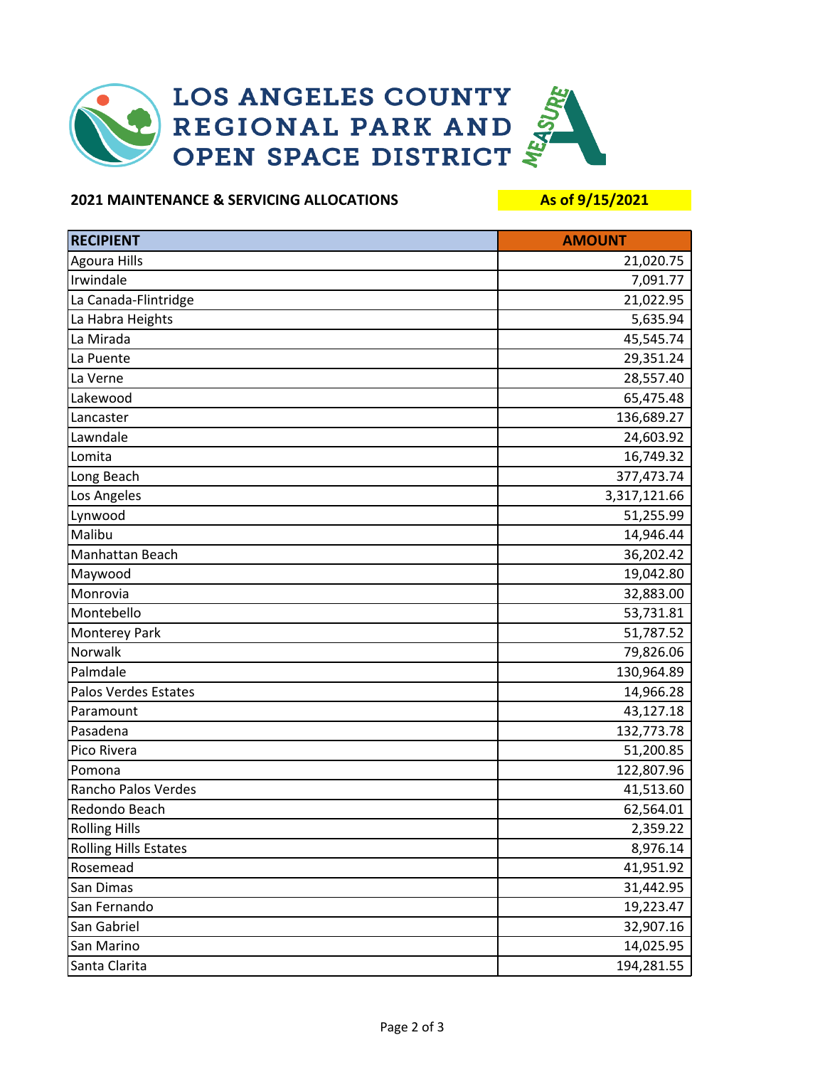# LOS ANGELES COUNTY REGIONAL PARK AND OPEN SPACE DISTRICT

MEASURE A

**2021 MAINTENANCE & SERVICING ALLOCATIONS**

**As of 9/15/2021**

| RECIPIENT | AMOUNT |
|---|---:|
| Agoura Hills | 21,020.75 |
| Irwindale | 7,091.77 |
| La Canada-Flintridge | 21,022.95 |
| La Habra Heights | 5,635.94 |
| La Mirada | 45,545.74 |
| La Puente | 29,351.24 |
| La Verne | 28,557.40 |
| Lakewood | 65,475.48 |
| Lancaster | 136,689.27 |
| Lawndale | 24,603.92 |
| Lomita | 16,749.32 |
| Long Beach | 377,473.74 |
| Los Angeles | 3,317,121.66 |
| Lynwood | 51,255.99 |
| Malibu | 14,946.44 |
| Manhattan Beach | 36,202.42 |
| Maywood | 19,042.80 |
| Monrovia | 32,883.00 |
| Montebello | 53,731.81 |
| Monterey Park | 51,787.52 |
| Norwalk | 79,826.06 |
| Palmdale | 130,964.89 |
| Palos Verdes Estates | 14,966.28 |
| Paramount | 43,127.18 |
| Pasadena | 132,773.78 |
| Pico Rivera | 51,200.85 |
| Pomona | 122,807.96 |
| Rancho Palos Verdes | 41,513.60 |
| Redondo Beach | 62,564.01 |
| Rolling Hills | 2,359.22 |
| Rolling Hills Estates | 8,976.14 |
| Rosemead | 41,951.92 |
| San Dimas | 31,442.95 |
| San Fernando | 19,223.47 |
| San Gabriel | 32,907.16 |
| San Marino | 14,025.95 |
| Santa Clarita | 194,281.55 |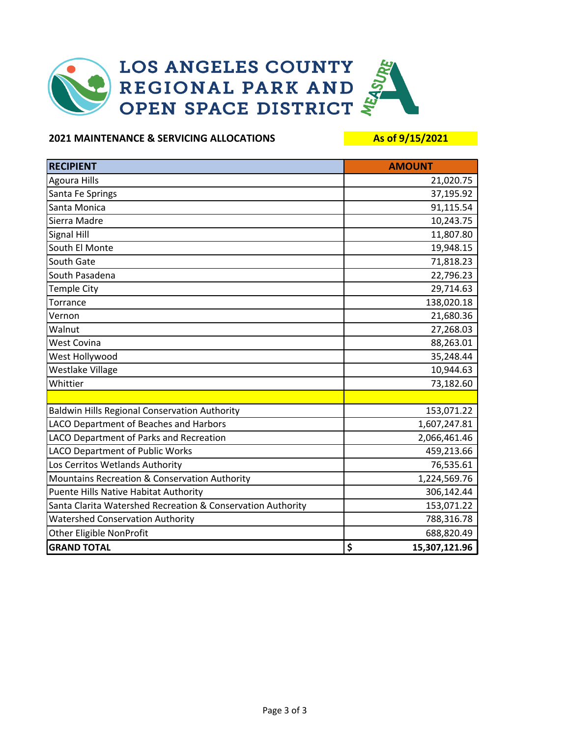LOS ANGELES COUNTY REGIONAL PARK AND OPEN SPACE DISTRICT

MEASURE A

**2021 MAINTENANCE & SERVICING ALLOCATIONS**

**As of 9/15/2021**

| RECIPIENT | AMOUNT |
|---|---|
| Agoura Hills | 21,020.75 |
| Santa Fe Springs | 37,195.92 |
| Santa Monica | 91,115.54 |
| Sierra Madre | 10,243.75 |
| Signal Hill | 11,807.80 |
| South El Monte | 19,948.15 |
| South Gate | 71,818.23 |
| South Pasadena | 22,796.23 |
| Temple City | 29,714.63 |
| Torrance | 138,020.18 |
| Vernon | 21,680.36 |
| Walnut | 27,268.03 |
| West Covina | 88,263.01 |
| West Hollywood | 35,248.44 |
| Westlake Village | 10,944.63 |
| Whittier | 73,182.60 |
| | |
| Baldwin Hills Regional Conservation Authority | 153,071.22 |
| LACO Department of Beaches and Harbors | 1,607,247.81 |
| LACO Department of Parks and Recreation | 2,066,461.46 |
| LACO Department of Public Works | 459,213.66 |
| Los Cerritos Wetlands Authority | 76,535.61 |
| Mountains Recreation & Conservation Authority | 1,224,569.76 |
| Puente Hills Native Habitat Authority | 306,142.44 |
| Santa Clarita Watershed Recreation & Conservation Authority | 153,071.22 |
| Watershed Conservation Authority | 788,316.78 |
| Other Eligible NonProfit | 688,820.49 |
| **GRAND TOTAL** | **$ 15,307,121.96** |